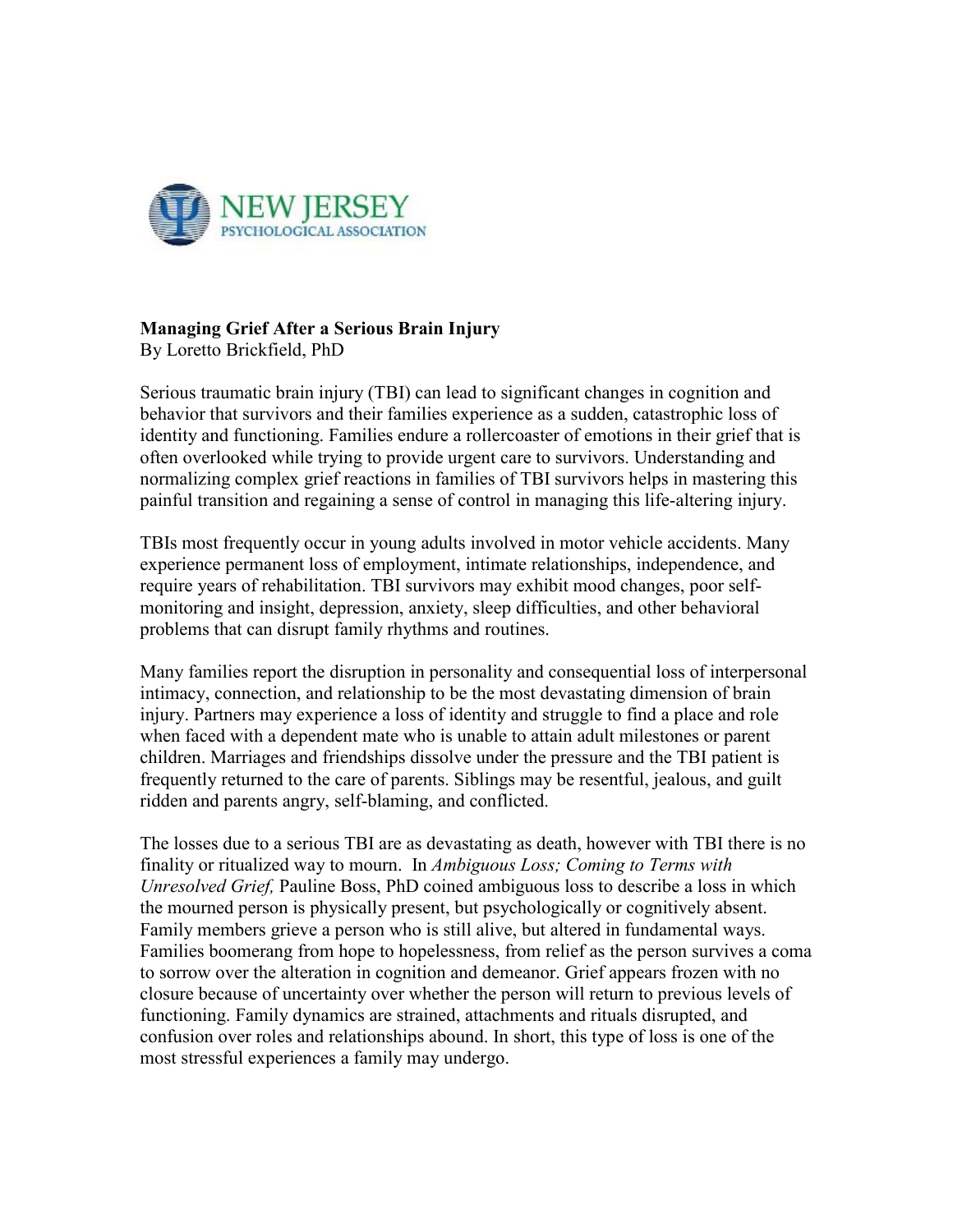NEW JERSEY
PSYCHOLOGICAL ASSOCIATION

**Managing Grief After a Serious Brain Injury**
By Loretto Brickfield, PhD

Serious traumatic brain injury (TBI) can lead to significant changes in cognition and behavior that survivors and their families experience as a sudden, catastrophic loss of identity and functioning. Families endure a rollercoaster of emotions in their grief that is often overlooked while trying to provide urgent care to survivors. Understanding and normalizing complex grief reactions in families of TBI survivors helps in mastering this painful transition and regaining a sense of control in managing this life-altering injury.

TBIs most frequently occur in young adults involved in motor vehicle accidents. Many experience permanent loss of employment, intimate relationships, independence, and require years of rehabilitation. TBI survivors may exhibit mood changes, poor self-monitoring and insight, depression, anxiety, sleep difficulties, and other behavioral problems that can disrupt family rhythms and routines.

Many families report the disruption in personality and consequential loss of interpersonal intimacy, connection, and relationship to be the most devastating dimension of brain injury. Partners may experience a loss of identity and struggle to find a place and role when faced with a dependent mate who is unable to attain adult milestones or parent children. Marriages and friendships dissolve under the pressure and the TBI patient is frequently returned to the care of parents. Siblings may be resentful, jealous, and guilt ridden and parents angry, self-blaming, and conflicted.

The losses due to a serious TBI are as devastating as death, however with TBI there is no finality or ritualized way to mourn. In *Ambiguous Loss; Coming to Terms with Unresolved Grief,* Pauline Boss, PhD coined ambiguous loss to describe a loss in which the mourned person is physically present, but psychologically or cognitively absent. Family members grieve a person who is still alive, but altered in fundamental ways. Families boomerang from hope to hopelessness, from relief as the person survives a coma to sorrow over the alteration in cognition and demeanor. Grief appears frozen with no closure because of uncertainty over whether the person will return to previous levels of functioning. Family dynamics are strained, attachments and rituals disrupted, and confusion over roles and relationships abound. In short, this type of loss is one of the most stressful experiences a family may undergo.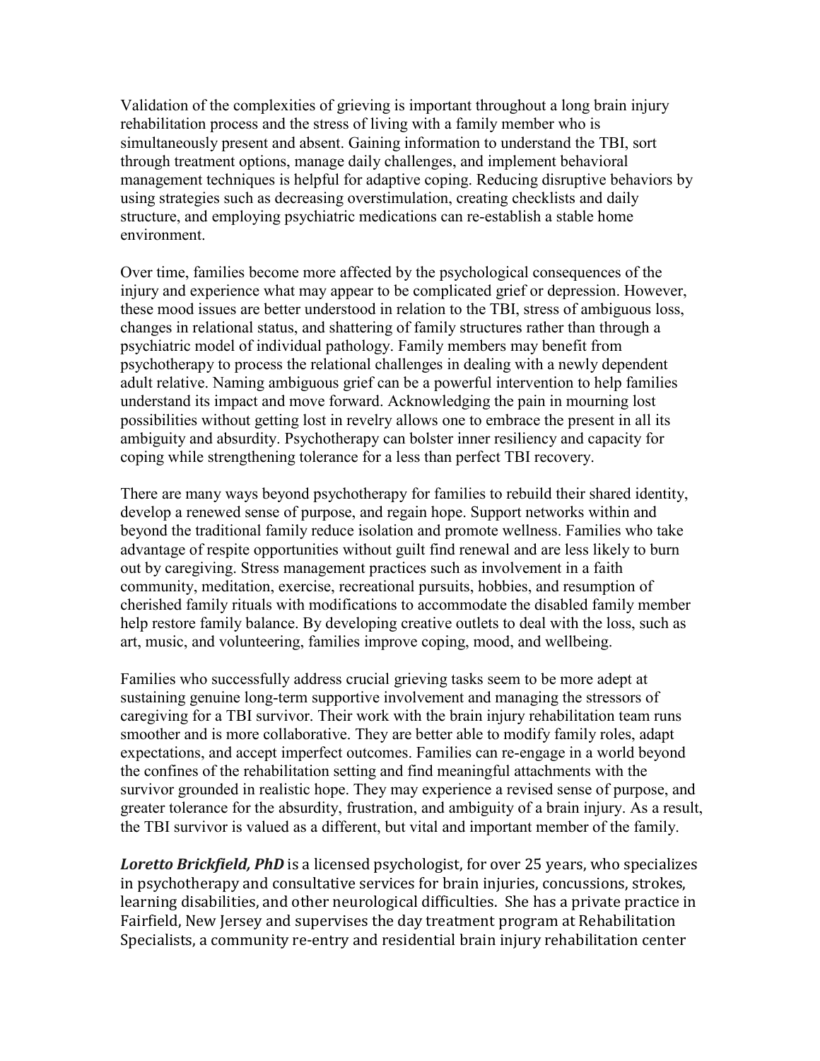Validation of the complexities of grieving is important throughout a long brain injury rehabilitation process and the stress of living with a family member who is simultaneously present and absent. Gaining information to understand the TBI, sort through treatment options, manage daily challenges, and implement behavioral management techniques is helpful for adaptive coping. Reducing disruptive behaviors by using strategies such as decreasing overstimulation, creating checklists and daily structure, and employing psychiatric medications can re-establish a stable home environment.

Over time, families become more affected by the psychological consequences of the injury and experience what may appear to be complicated grief or depression. However, these mood issues are better understood in relation to the TBI, stress of ambiguous loss, changes in relational status, and shattering of family structures rather than through a psychiatric model of individual pathology. Family members may benefit from psychotherapy to process the relational challenges in dealing with a newly dependent adult relative. Naming ambiguous grief can be a powerful intervention to help families understand its impact and move forward. Acknowledging the pain in mourning lost possibilities without getting lost in revelry allows one to embrace the present in all its ambiguity and absurdity. Psychotherapy can bolster inner resiliency and capacity for coping while strengthening tolerance for a less than perfect TBI recovery.

There are many ways beyond psychotherapy for families to rebuild their shared identity, develop a renewed sense of purpose, and regain hope. Support networks within and beyond the traditional family reduce isolation and promote wellness. Families who take advantage of respite opportunities without guilt find renewal and are less likely to burn out by caregiving. Stress management practices such as involvement in a faith community, meditation, exercise, recreational pursuits, hobbies, and resumption of cherished family rituals with modifications to accommodate the disabled family member help restore family balance. By developing creative outlets to deal with the loss, such as art, music, and volunteering, families improve coping, mood, and wellbeing.

Families who successfully address crucial grieving tasks seem to be more adept at sustaining genuine long-term supportive involvement and managing the stressors of caregiving for a TBI survivor. Their work with the brain injury rehabilitation team runs smoother and is more collaborative. They are better able to modify family roles, adapt expectations, and accept imperfect outcomes. Families can re-engage in a world beyond the confines of the rehabilitation setting and find meaningful attachments with the survivor grounded in realistic hope. They may experience a revised sense of purpose, and greater tolerance for the absurdity, frustration, and ambiguity of a brain injury. As a result, the TBI survivor is valued as a different, but vital and important member of the family.

***Loretto Brickfield, PhD*** is a licensed psychologist, for over 25 years, who specializes in psychotherapy and consultative services for brain injuries, concussions, strokes, learning disabilities, and other neurological difficulties. She has a private practice in Fairfield, New Jersey and supervises the day treatment program at Rehabilitation Specialists, a community re-entry and residential brain injury rehabilitation center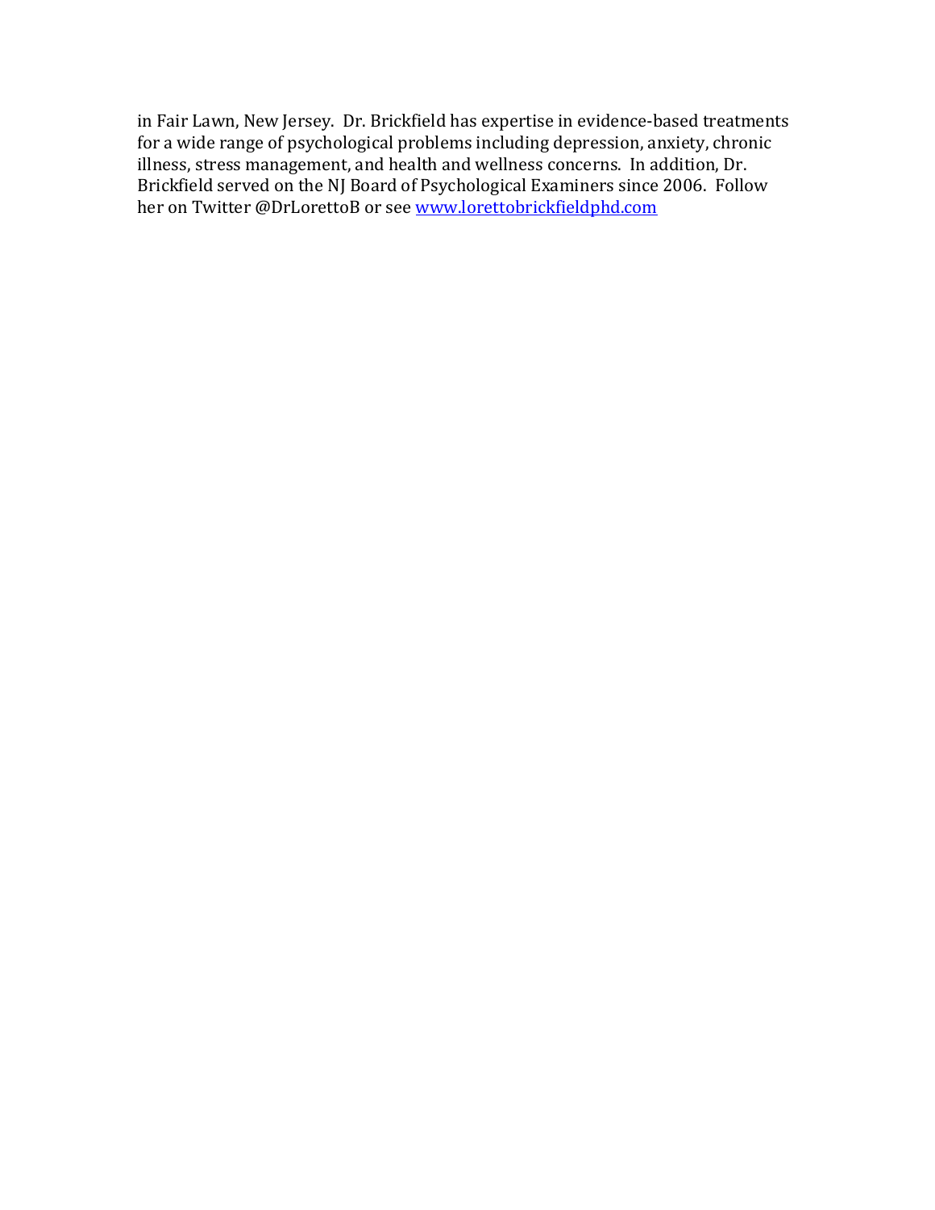in Fair Lawn, New Jersey. Dr. Brickfield has expertise in evidence-based treatments for a wide range of psychological problems including depression, anxiety, chronic illness, stress management, and health and wellness concerns. In addition, Dr. Brickfield served on the NJ Board of Psychological Examiners since 2006. Follow her on Twitter @DrLorettoB or see [www.lorettobrickfieldphd.com](http://www.lorettobrickfieldphd.com)